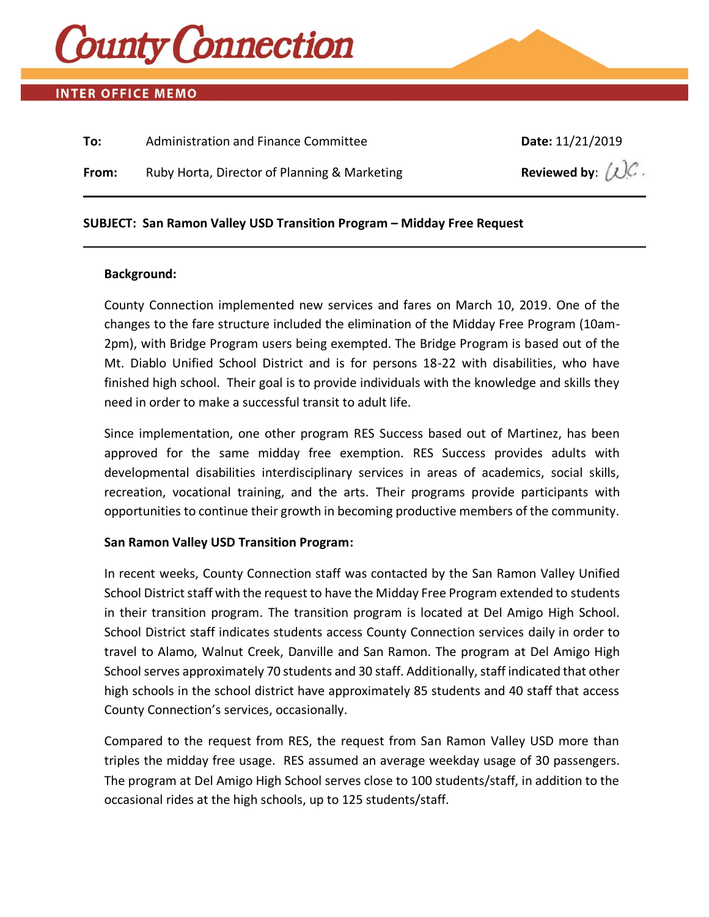# County Connection

**INTER OFFICE MEMO**

**To:** Administration and Finance Committee

**Date:** 11/21/2019

**From:** Ruby Horta, Director of Planning & Marketing

**Reviewed by:** WC.

---

**SUBJECT: San Ramon Valley USD Transition Program – Midday Free Request**

---

**Background:**

County Connection implemented new services and fares on March 10, 2019. One of the changes to the fare structure included the elimination of the Midday Free Program (10am-2pm), with Bridge Program users being exempted. The Bridge Program is based out of the Mt. Diablo Unified School District and is for persons 18-22 with disabilities, who have finished high school. Their goal is to provide individuals with the knowledge and skills they need in order to make a successful transit to adult life.

Since implementation, one other program RES Success based out of Martinez, has been approved for the same midday free exemption. RES Success provides adults with developmental disabilities interdisciplinary services in areas of academics, social skills, recreation, vocational training, and the arts. Their programs provide participants with opportunities to continue their growth in becoming productive members of the community.

**San Ramon Valley USD Transition Program:**

In recent weeks, County Connection staff was contacted by the San Ramon Valley Unified School District staff with the request to have the Midday Free Program extended to students in their transition program. The transition program is located at Del Amigo High School. School District staff indicates students access County Connection services daily in order to travel to Alamo, Walnut Creek, Danville and San Ramon. The program at Del Amigo High School serves approximately 70 students and 30 staff. Additionally, staff indicated that other high schools in the school district have approximately 85 students and 40 staff that access County Connection's services, occasionally.

Compared to the request from RES, the request from San Ramon Valley USD more than triples the midday free usage. RES assumed an average weekday usage of 30 passengers. The program at Del Amigo High School serves close to 100 students/staff, in addition to the occasional rides at the high schools, up to 125 students/staff.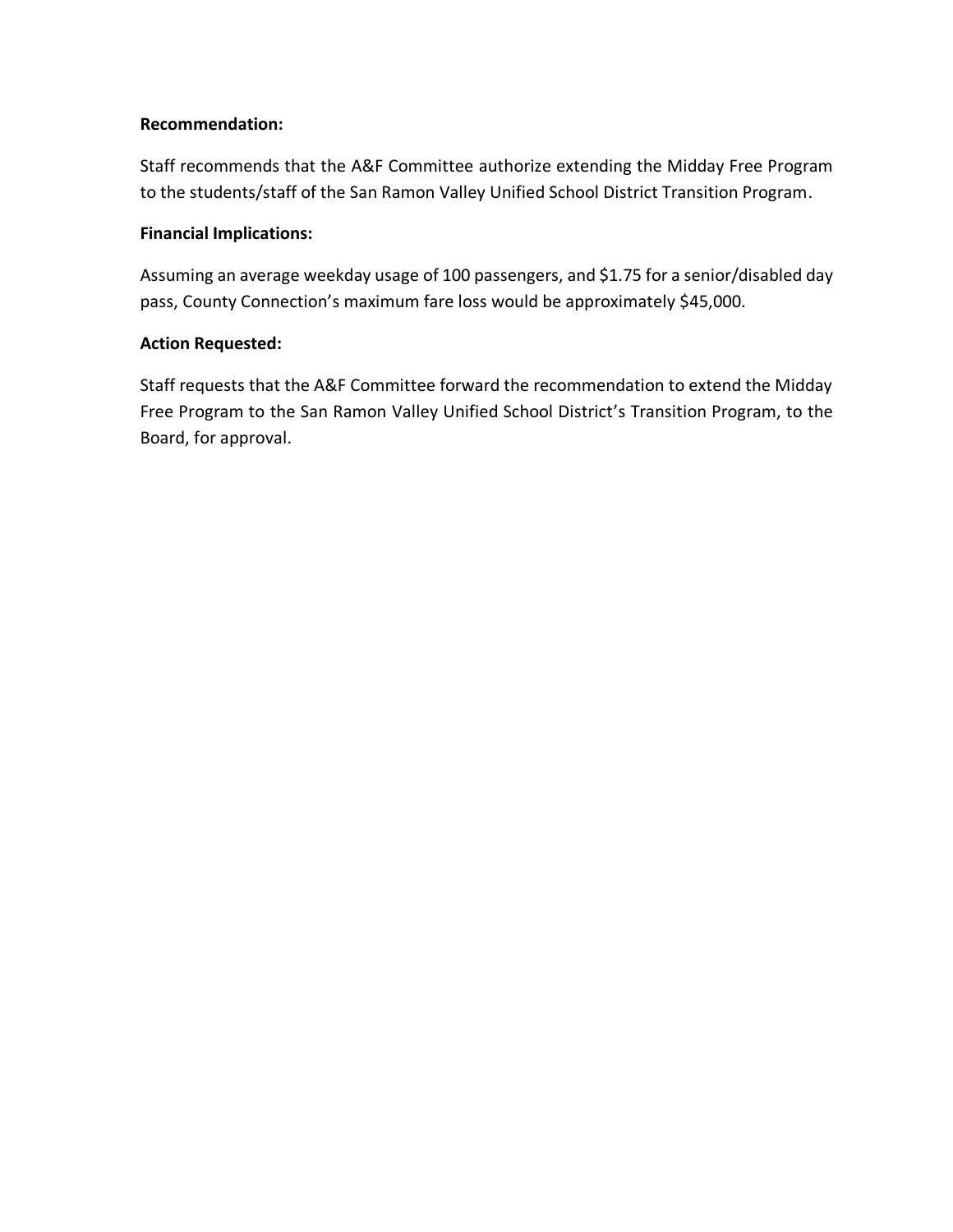**Recommendation:**

Staff recommends that the A&F Committee authorize extending the Midday Free Program to the students/staff of the San Ramon Valley Unified School District Transition Program.

**Financial Implications:**

Assuming an average weekday usage of 100 passengers, and $1.75 for a senior/disabled day pass, County Connection's maximum fare loss would be approximately $45,000.

**Action Requested:**

Staff requests that the A&F Committee forward the recommendation to extend the Midday Free Program to the San Ramon Valley Unified School District's Transition Program, to the Board, for approval.